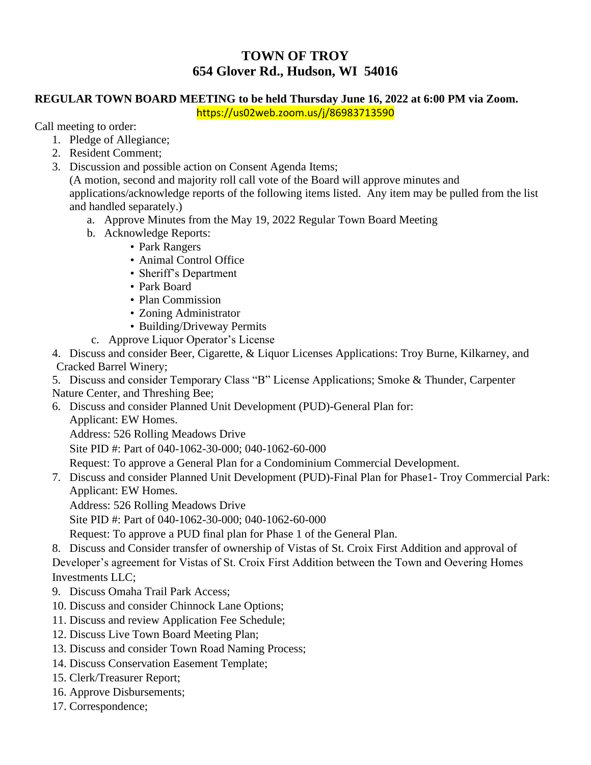# TOWN OF TROY
## 654 Glover Rd., Hudson, WI 54016

**REGULAR TOWN BOARD MEETING to be held Thursday June 16, 2022 at 6:00 PM via Zoom.**

https://us02web.zoom.us/j/86983713590

Call meeting to order:

1. Pledge of Allegiance;
2. Resident Comment;
3. Discussion and possible action on Consent Agenda Items;
   (A motion, second and majority roll call vote of the Board will approve minutes and applications/acknowledge reports of the following items listed. Any item may be pulled from the list and handled separately.)
   a. Approve Minutes from the May 19, 2022 Regular Town Board Meeting
   b. Acknowledge Reports:
      - Park Rangers
      - Animal Control Office
      - Sheriff's Department
      - Park Board
      - Plan Commission
      - Zoning Administrator
      - Building/Driveway Permits
   c. Approve Liquor Operator's License
4. Discuss and consider Beer, Cigarette, & Liquor Licenses Applications: Troy Burne, Kilkarney, and Cracked Barrel Winery;
5. Discuss and consider Temporary Class "B" License Applications; Smoke & Thunder, Carpenter Nature Center, and Threshing Bee;
6. Discuss and consider Planned Unit Development (PUD)-General Plan for:
   Applicant: EW Homes.
   Address: 526 Rolling Meadows Drive
   Site PID #: Part of 040-1062-30-000; 040-1062-60-000
   Request: To approve a General Plan for a Condominium Commercial Development.
7. Discuss and consider Planned Unit Development (PUD)-Final Plan for Phase1- Troy Commercial Park:
   Applicant: EW Homes.
   Address: 526 Rolling Meadows Drive
   Site PID #: Part of 040-1062-30-000; 040-1062-60-000
   Request: To approve a PUD final plan for Phase 1 of the General Plan.
8. Discuss and Consider transfer of ownership of Vistas of St. Croix First Addition and approval of Developer's agreement for Vistas of St. Croix First Addition between the Town and Oevering Homes Investments LLC;
9. Discuss Omaha Trail Park Access;
10. Discuss and consider Chinnock Lane Options;
11. Discuss and review Application Fee Schedule;
12. Discuss Live Town Board Meeting Plan;
13. Discuss and consider Town Road Naming Process;
14. Discuss Conservation Easement Template;
15. Clerk/Treasurer Report;
16. Approve Disbursements;
17. Correspondence;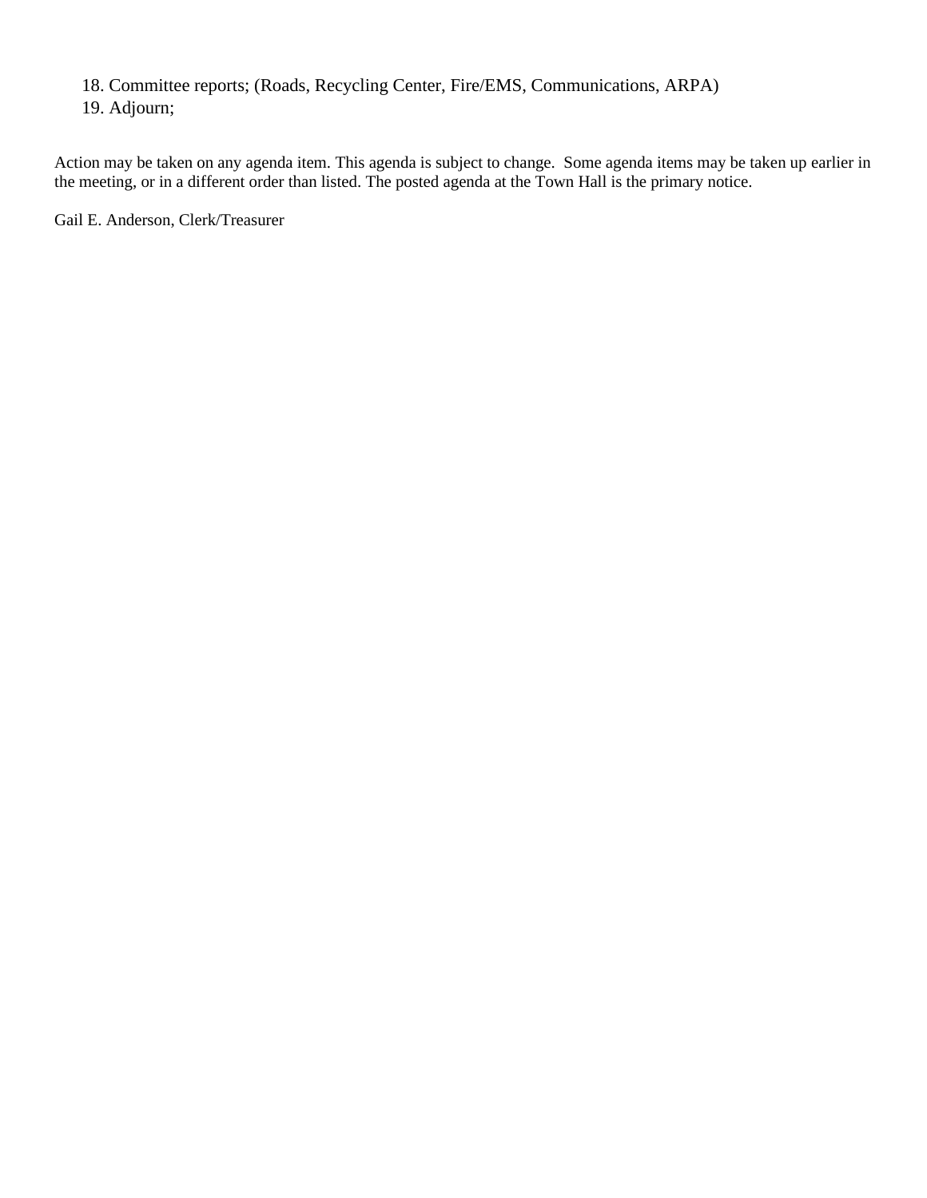18. Committee reports; (Roads, Recycling Center, Fire/EMS, Communications, ARPA)
19. Adjourn;

Action may be taken on any agenda item. This agenda is subject to change. Some agenda items may be taken up earlier in the meeting, or in a different order than listed. The posted agenda at the Town Hall is the primary notice.

Gail E. Anderson, Clerk/Treasurer